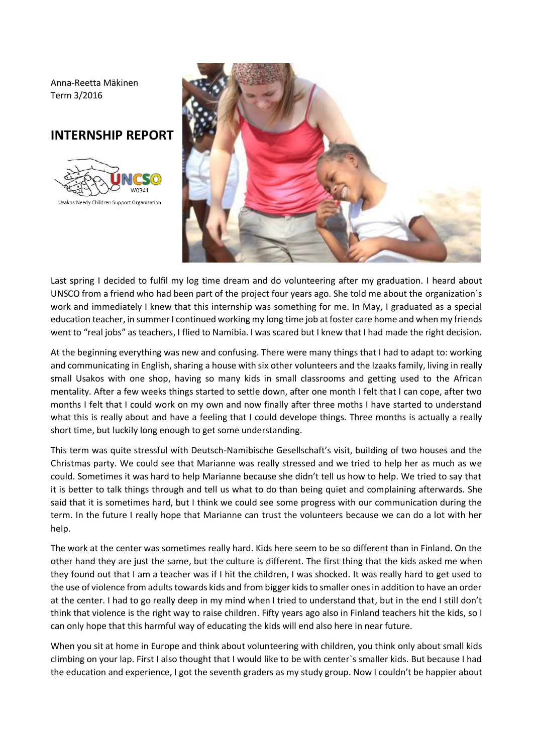Anna-Reetta Mäkinen
Term 3/2016

## INTERNSHIP REPORT

Usakos Needy Children Support Organization

Last spring I decided to fulfil my log time dream and do volunteering after my graduation. I heard about UNSCO from a friend who had been part of the project four years ago. She told me about the organization`s work and immediately I knew that this internship was something for me. In May, I graduated as a special education teacher, in summer I continued working my long time job at foster care home and when my friends went to "real jobs" as teachers, I flied to Namibia. I was scared but I knew that I had made the right decision.

At the beginning everything was new and confusing. There were many things that I had to adapt to: working and communicating in English, sharing a house with six other volunteers and the Izaaks family, living in really small Usakos with one shop, having so many kids in small classrooms and getting used to the African mentality. After a few weeks things started to settle down, after one month I felt that I can cope, after two months I felt that I could work on my own and now finally after three moths I have started to understand what this is really about and have a feeling that I could develope things. Three months is actually a really short time, but luckily long enough to get some understanding.

This term was quite stressful with Deutsch-Namibische Gesellschaft's visit, building of two houses and the Christmas party. We could see that Marianne was really stressed and we tried to help her as much as we could. Sometimes it was hard to help Marianne because she didn't tell us how to help. We tried to say that it is better to talk things through and tell us what to do than being quiet and complaining afterwards. She said that it is sometimes hard, but I think we could see some progress with our communication during the term. In the future I really hope that Marianne can trust the volunteers because we can do a lot with her help.

The work at the center was sometimes really hard. Kids here seem to be so different than in Finland. On the other hand they are just the same, but the culture is different. The first thing that the kids asked me when they found out that I am a teacher was if I hit the children, I was shocked. It was really hard to get used to the use of violence from adults towards kids and from bigger kids to smaller ones in addition to have an order at the center. I had to go really deep in my mind when I tried to understand that, but in the end I still don't think that violence is the right way to raise children. Fifty years ago also in Finland teachers hit the kids, so I can only hope that this harmful way of educating the kids will end also here in near future.

When you sit at home in Europe and think about volunteering with children, you think only about small kids climbing on your lap. First I also thought that I would like to be with center`s smaller kids. But because I had the education and experience, I got the seventh graders as my study group. Now I couldn't be happier about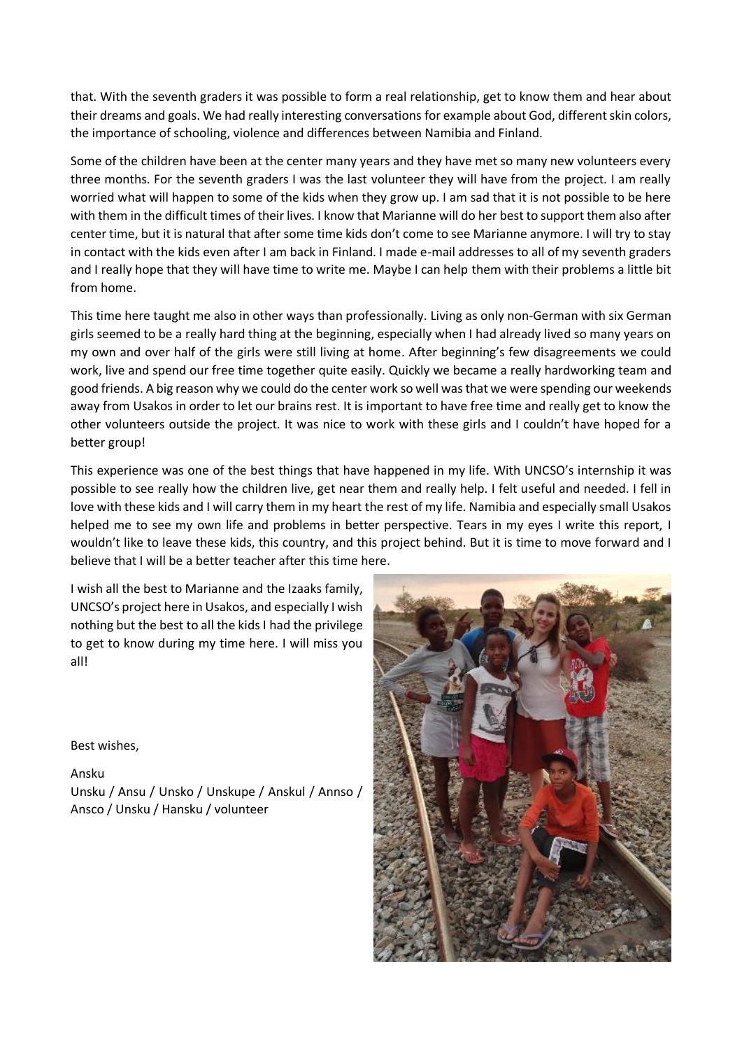that. With the seventh graders it was possible to form a real relationship, get to know them and hear about their dreams and goals. We had really interesting conversations for example about God, different skin colors, the importance of schooling, violence and differences between Namibia and Finland.

Some of the children have been at the center many years and they have met so many new volunteers every three months. For the seventh graders I was the last volunteer they will have from the project. I am really worried what will happen to some of the kids when they grow up. I am sad that it is not possible to be here with them in the difficult times of their lives. I know that Marianne will do her best to support them also after center time, but it is natural that after some time kids don't come to see Marianne anymore. I will try to stay in contact with the kids even after I am back in Finland. I made e-mail addresses to all of my seventh graders and I really hope that they will have time to write me. Maybe I can help them with their problems a little bit from home.

This time here taught me also in other ways than professionally. Living as only non-German with six German girls seemed to be a really hard thing at the beginning, especially when I had already lived so many years on my own and over half of the girls were still living at home. After beginning's few disagreements we could work, live and spend our free time together quite easily. Quickly we became a really hardworking team and good friends. A big reason why we could do the center work so well was that we were spending our weekends away from Usakos in order to let our brains rest. It is important to have free time and really get to know the other volunteers outside the project. It was nice to work with these girls and I couldn't have hoped for a better group!

This experience was one of the best things that have happened in my life. With UNCSO's internship it was possible to see really how the children live, get near them and really help. I felt useful and needed. I fell in love with these kids and I will carry them in my heart the rest of my life. Namibia and especially small Usakos helped me to see my own life and problems in better perspective. Tears in my eyes I write this report, I wouldn't like to leave these kids, this country, and this project behind. But it is time to move forward and I believe that I will be a better teacher after this time here.

I wish all the best to Marianne and the Izaaks family, UNCSO's project here in Usakos, and especially I wish nothing but the best to all the kids I had the privilege to get to know during my time here. I will miss you all!

Best wishes,

Ansku
Unsku / Ansu / Unsko / Unskupe / Anskul / Annso / Ansco / Unsku / Hansku / volunteer